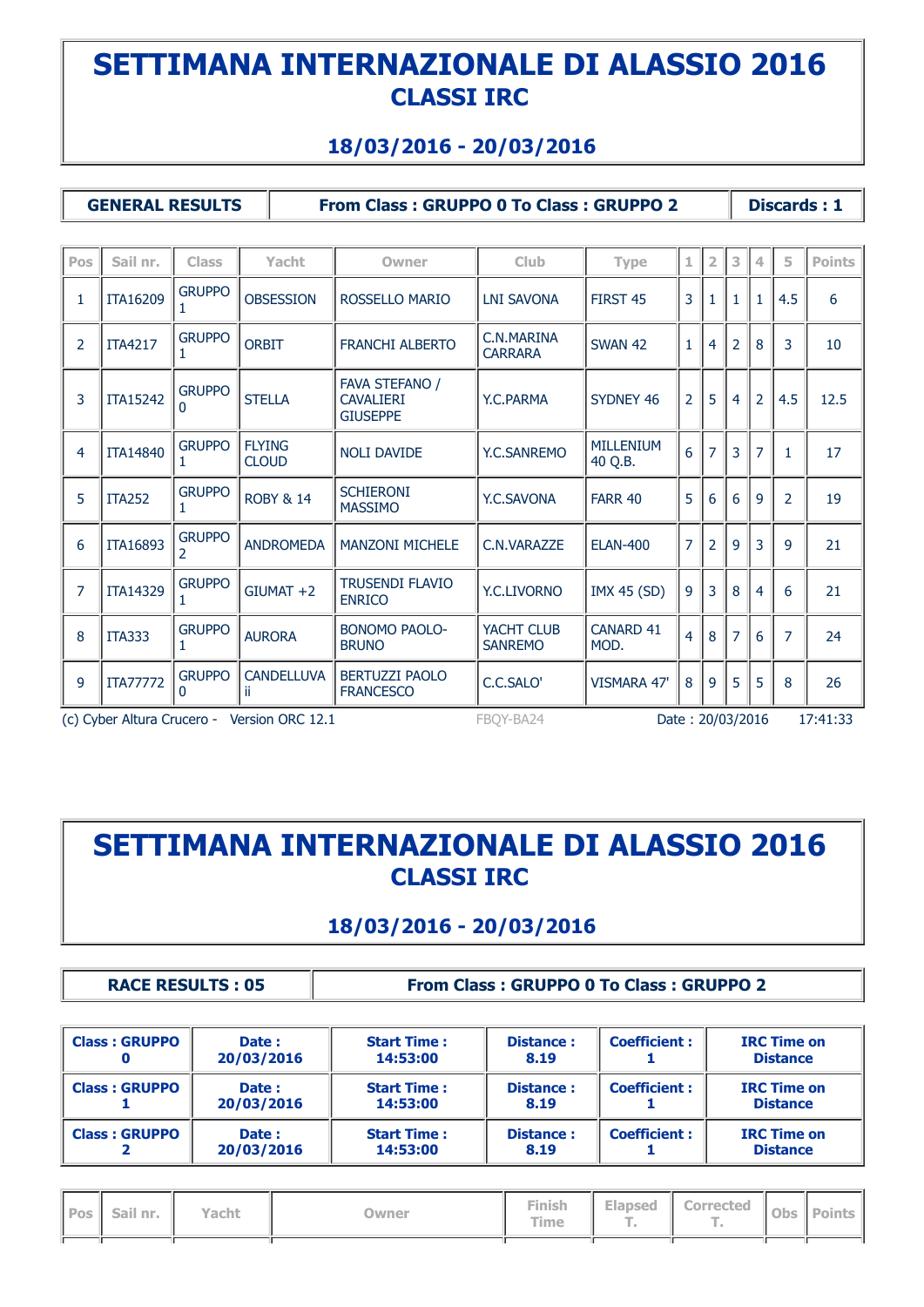# SETTIMANA INTERNAZIONALE DI ALASSIO 2016
## CLASSI IRC

### 18/03/2016 - 20/03/2016

| GENERAL RESULTS | From Class : GRUPPO 0 To Class : GRUPPO 2 | Discards : 1 |
|---|---|---|

| Pos | Sail nr. | Class | Yacht | Owner | Club | Type | 1 | 2 | 3 | 4 | 5 | Points |
|---|---|---|---|---|---|---|---|---|---|---|---|---|
| 1 | ITA16209 | GRUPPO 1 | OBSESSION | ROSSELLO MARIO | LNI SAVONA | FIRST 45 | 3 | 1 | 1 | 1 | 4.5 | 6 |
| 2 | ITA4217 | GRUPPO 1 | ORBIT | FRANCHI ALBERTO | C.N.MARINA CARRARA | SWAN 42 | 1 | 4 | 2 | 8 | 3 | 10 |
| 3 | ITA15242 | GRUPPO 0 | STELLA | FAVA STEFANO / CAVALIERI GIUSEPPE | Y.C.PARMA | SYDNEY 46 | 2 | 5 | 4 | 2 | 4.5 | 12.5 |
| 4 | ITA14840 | GRUPPO 1 | FLYING CLOUD | NOLI DAVIDE | Y.C.SANREMO | MILLENIUM 40 Q.B. | 6 | 7 | 3 | 7 | 1 | 17 |
| 5 | ITA252 | GRUPPO 1 | ROBY & 14 | SCHIERONI MASSIMO | Y.C.SAVONA | FARR 40 | 5 | 6 | 6 | 9 | 2 | 19 |
| 6 | ITA16893 | GRUPPO 2 | ANDROMEDA | MANZONI MICHELE | C.N.VARAZZE | ELAN-400 | 7 | 2 | 9 | 3 | 9 | 21 |
| 7 | ITA14329 | GRUPPO 1 | GIUMAT +2 | TRUSENDI FLAVIO ENRICO | Y.C.LIVORNO | IMX 45 (SD) | 9 | 3 | 8 | 4 | 6 | 21 |
| 8 | ITA333 | GRUPPO 1 | AURORA | BONOMO PAOLO-BRUNO | YACHT CLUB SANREMO | CANARD 41 MOD. | 4 | 8 | 7 | 6 | 7 | 24 |
| 9 | ITA77772 | GRUPPO 0 | CANDELLUVA ii | BERTUZZI PAOLO FRANCESCO | C.C.SALO' | VISMARA 47' | 8 | 9 | 5 | 5 | 8 | 26 |

(c) Cyber Altura Crucero - Version ORC 12.1 FBQY-BA24 Date : 20/03/2016 17:41:33

# SETTIMANA INTERNAZIONALE DI ALASSIO 2016
## CLASSI IRC

### 18/03/2016 - 20/03/2016

| RACE RESULTS : 05 | From Class : GRUPPO 0 To Class : GRUPPO 2 |
|---|---|

| Class | Date | Start Time | Distance | Coefficient | |
|---|---|---|---|---|---|
| Class : GRUPPO 0 | Date : 20/03/2016 | Start Time : 14:53:00 | Distance : 8.19 | Coefficient : 1 | IRC Time on Distance |
| Class : GRUPPO 1 | Date : 20/03/2016 | Start Time : 14:53:00 | Distance : 8.19 | Coefficient : 1 | IRC Time on Distance |
| Class : GRUPPO 2 | Date : 20/03/2016 | Start Time : 14:53:00 | Distance : 8.19 | Coefficient : 1 | IRC Time on Distance |

| Pos | Sail nr. | Yacht | Owner | Finish Time | Elapsed T. | Corrected T. | Obs | Points |
|---|---|---|---|---|---|---|---|---|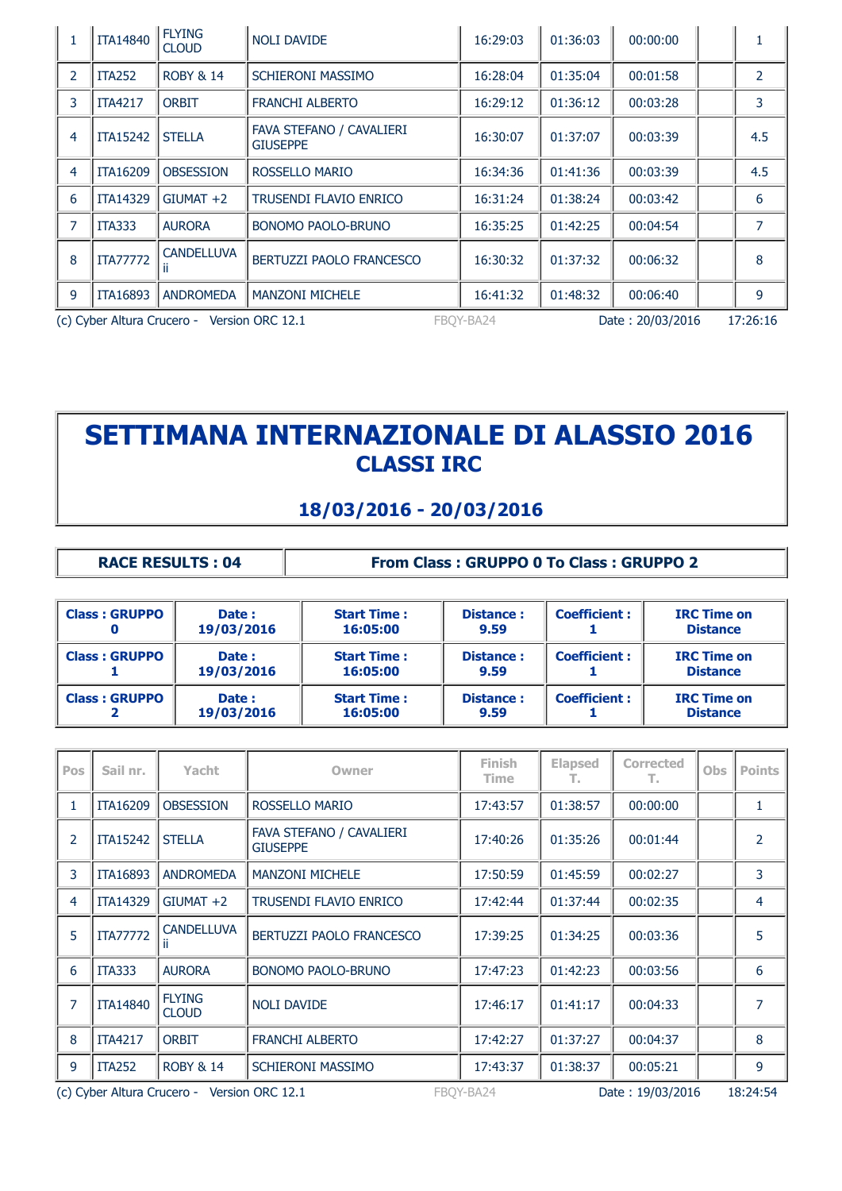| | | | | | | | | |
|---|---|---|---|---|---|---|---|---|
| 1 | ITA14840 | FLYING CLOUD | NOLI DAVIDE | 16:29:03 | 01:36:03 | 00:00:00 | | 1 |
| 2 | ITA252 | ROBY & 14 | SCHIERONI MASSIMO | 16:28:04 | 01:35:04 | 00:01:58 | | 2 |
| 3 | ITA4217 | ORBIT | FRANCHI ALBERTO | 16:29:12 | 01:36:12 | 00:03:28 | | 3 |
| 4 | ITA15242 | STELLA | FAVA STEFANO / CAVALIERI GIUSEPPE | 16:30:07 | 01:37:07 | 00:03:39 | | 4.5 |
| 4 | ITA16209 | OBSESSION | ROSSELLO MARIO | 16:34:36 | 01:41:36 | 00:03:39 | | 4.5 |
| 6 | ITA14329 | GIUMAT +2 | TRUSENDI FLAVIO ENRICO | 16:31:24 | 01:38:24 | 00:03:42 | | 6 |
| 7 | ITA333 | AURORA | BONOMO PAOLO-BRUNO | 16:35:25 | 01:42:25 | 00:04:54 | | 7 |
| 8 | ITA77772 | CANDELLUVA ii | BERTUZZI PAOLO FRANCESCO | 16:30:32 | 01:37:32 | 00:06:32 | | 8 |
| 9 | ITA16893 | ANDROMEDA | MANZONI MICHELE | 16:41:32 | 01:48:32 | 00:06:40 | | 9 |

(c) Cyber Altura Crucero - Version ORC 12.1 FBQY-BA24 Date : 20/03/2016 17:26:16

# SETTIMANA INTERNAZIONALE DI ALASSIO 2016
## CLASSI IRC
## 18/03/2016 - 20/03/2016

| **RACE RESULTS : 04** | **From Class : GRUPPO 0 To Class : GRUPPO 2** |
|---|---|

| | | | | | |
|---|---|---|---|---|---|
| **Class : GRUPPO 0** | **Date : 19/03/2016** | **Start Time : 16:05:00** | **Distance : 9.59** | **Coefficient : 1** | **IRC Time on Distance** |
| **Class : GRUPPO 1** | **Date : 19/03/2016** | **Start Time : 16:05:00** | **Distance : 9.59** | **Coefficient : 1** | **IRC Time on Distance** |
| **Class : GRUPPO 2** | **Date : 19/03/2016** | **Start Time : 16:05:00** | **Distance : 9.59** | **Coefficient : 1** | **IRC Time on Distance** |

| Pos | Sail nr. | Yacht | Owner | Finish Time | Elapsed T. | Corrected T. | Obs | Points |
|---|---|---|---|---|---|---|---|---|
| 1 | ITA16209 | OBSESSION | ROSSELLO MARIO | 17:43:57 | 01:38:57 | 00:00:00 | | 1 |
| 2 | ITA15242 | STELLA | FAVA STEFANO / CAVALIERI GIUSEPPE | 17:40:26 | 01:35:26 | 00:01:44 | | 2 |
| 3 | ITA16893 | ANDROMEDA | MANZONI MICHELE | 17:50:59 | 01:45:59 | 00:02:27 | | 3 |
| 4 | ITA14329 | GIUMAT +2 | TRUSENDI FLAVIO ENRICO | 17:42:44 | 01:37:44 | 00:02:35 | | 4 |
| 5 | ITA77772 | CANDELLUVA ii | BERTUZZI PAOLO FRANCESCO | 17:39:25 | 01:34:25 | 00:03:36 | | 5 |
| 6 | ITA333 | AURORA | BONOMO PAOLO-BRUNO | 17:47:23 | 01:42:23 | 00:03:56 | | 6 |
| 7 | ITA14840 | FLYING CLOUD | NOLI DAVIDE | 17:46:17 | 01:41:17 | 00:04:33 | | 7 |
| 8 | ITA4217 | ORBIT | FRANCHI ALBERTO | 17:42:27 | 01:37:27 | 00:04:37 | | 8 |
| 9 | ITA252 | ROBY & 14 | SCHIERONI MASSIMO | 17:43:37 | 01:38:37 | 00:05:21 | | 9 |

(c) Cyber Altura Crucero - Version ORC 12.1 FBQY-BA24 Date : 19/03/2016 18:24:54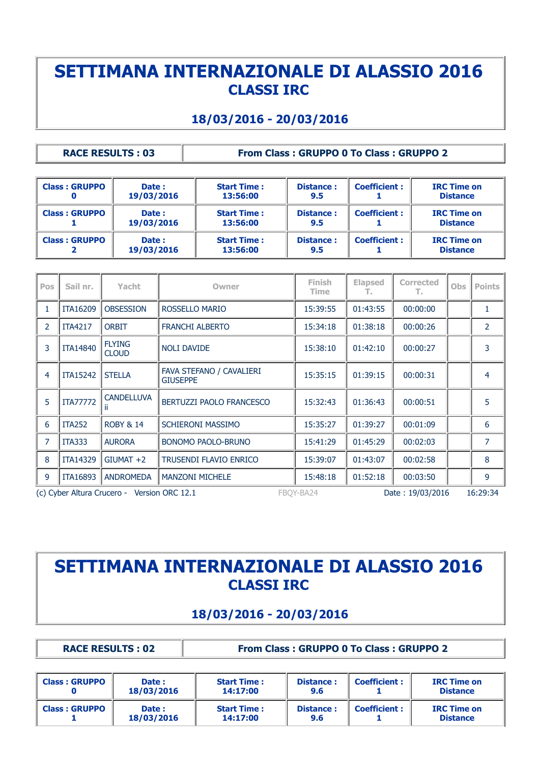# SETTIMANA INTERNAZIONALE DI ALASSIO 2016
## CLASSI IRC

### 18/03/2016 - 20/03/2016

| RACE RESULTS : 03 | From Class : GRUPPO 0 To Class : GRUPPO 2 |
|---|---|

| Class : GRUPPO 0 | Date : 19/03/2016 | Start Time : 13:56:00 | Distance : 9.5 | Coefficient : 1 | IRC Time on Distance |
|---|---|---|---|---|---|
| Class : GRUPPO 1 | Date : 19/03/2016 | Start Time : 13:56:00 | Distance : 9.5 | Coefficient : 1 | IRC Time on Distance |
| Class : GRUPPO 2 | Date : 19/03/2016 | Start Time : 13:56:00 | Distance : 9.5 | Coefficient : 1 | IRC Time on Distance |

| Pos | Sail nr. | Yacht | Owner | Finish Time | Elapsed T. | Corrected T. | Obs | Points |
|---|---|---|---|---|---|---|---|---|
| 1 | ITA16209 | OBSESSION | ROSSELLO MARIO | 15:39:55 | 01:43:55 | 00:00:00 | | 1 |
| 2 | ITA4217 | ORBIT | FRANCHI ALBERTO | 15:34:18 | 01:38:18 | 00:00:26 | | 2 |
| 3 | ITA14840 | FLYING CLOUD | NOLI DAVIDE | 15:38:10 | 01:42:10 | 00:00:27 | | 3 |
| 4 | ITA15242 | STELLA | FAVA STEFANO / CAVALIERI GIUSEPPE | 15:35:15 | 01:39:15 | 00:00:31 | | 4 |
| 5 | ITA77772 | CANDELLUVA ii | BERTUZZI PAOLO FRANCESCO | 15:32:43 | 01:36:43 | 00:00:51 | | 5 |
| 6 | ITA252 | ROBY & 14 | SCHIERONI MASSIMO | 15:35:27 | 01:39:27 | 00:01:09 | | 6 |
| 7 | ITA333 | AURORA | BONOMO PAOLO-BRUNO | 15:41:29 | 01:45:29 | 00:02:03 | | 7 |
| 8 | ITA14329 | GIUMAT +2 | TRUSENDI FLAVIO ENRICO | 15:39:07 | 01:43:07 | 00:02:58 | | 8 |
| 9 | ITA16893 | ANDROMEDA | MANZONI MICHELE | 15:48:18 | 01:52:18 | 00:03:50 | | 9 |

(c) Cyber Altura Crucero - Version ORC 12.1 FBQY-BA24 Date : 19/03/2016 16:29:34

# SETTIMANA INTERNAZIONALE DI ALASSIO 2016
## CLASSI IRC

### 18/03/2016 - 20/03/2016

| RACE RESULTS : 02 | From Class : GRUPPO 0 To Class : GRUPPO 2 |
|---|---|

| Class : GRUPPO 0 | Date : 18/03/2016 | Start Time : 14:17:00 | Distance : 9.6 | Coefficient : 1 | IRC Time on Distance |
|---|---|---|---|---|---|
| Class : GRUPPO 1 | Date : 18/03/2016 | Start Time : 14:17:00 | Distance : 9.6 | Coefficient : 1 | IRC Time on Distance |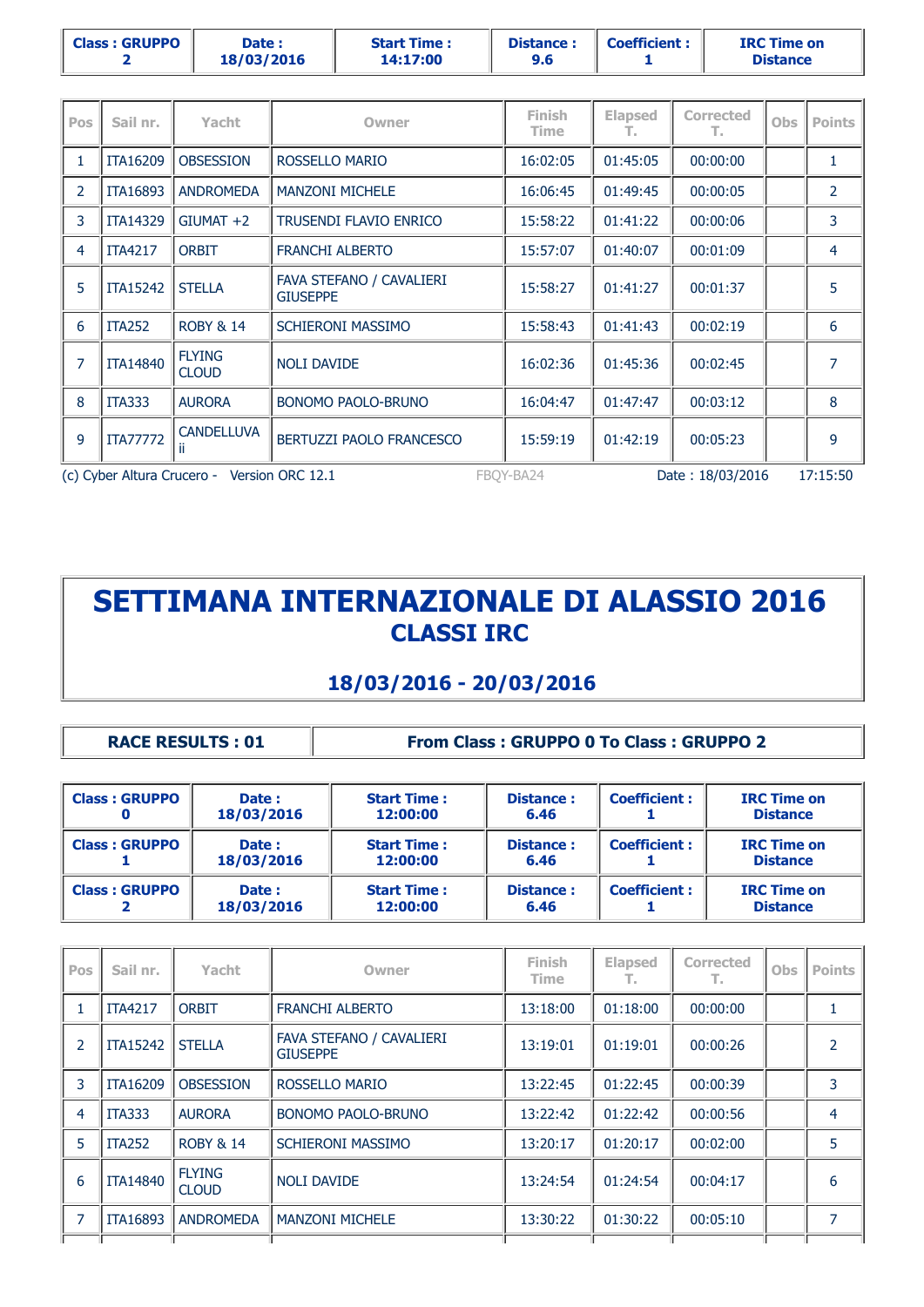| Class : GRUPPO 2 | Date : 18/03/2016 | Start Time : 14:17:00 | Distance : 9.6 | Coefficient : 1 | IRC Time on Distance |
|---|---|---|---|---|---|

| Pos | Sail nr. | Yacht | Owner | Finish Time | Elapsed T. | Corrected T. | Obs | Points |
|---|---|---|---|---|---|---|---|---|
| 1 | ITA16209 | OBSESSION | ROSSELLO MARIO | 16:02:05 | 01:45:05 | 00:00:00 | | 1 |
| 2 | ITA16893 | ANDROMEDA | MANZONI MICHELE | 16:06:45 | 01:49:45 | 00:00:05 | | 2 |
| 3 | ITA14329 | GIUMAT +2 | TRUSENDI FLAVIO ENRICO | 15:58:22 | 01:41:22 | 00:00:06 | | 3 |
| 4 | ITA4217 | ORBIT | FRANCHI ALBERTO | 15:57:07 | 01:40:07 | 00:01:09 | | 4 |
| 5 | ITA15242 | STELLA | FAVA STEFANO / CAVALIERI GIUSEPPE | 15:58:27 | 01:41:27 | 00:01:37 | | 5 |
| 6 | ITA252 | ROBY & 14 | SCHIERONI MASSIMO | 15:58:43 | 01:41:43 | 00:02:19 | | 6 |
| 7 | ITA14840 | FLYING CLOUD | NOLI DAVIDE | 16:02:36 | 01:45:36 | 00:02:45 | | 7 |
| 8 | ITA333 | AURORA | BONOMO PAOLO-BRUNO | 16:04:47 | 01:47:47 | 00:03:12 | | 8 |
| 9 | ITA77772 | CANDELLUVA ii | BERTUZZI PAOLO FRANCESCO | 15:59:19 | 01:42:19 | 00:05:23 | | 9 |

(c) Cyber Altura Crucero - Version ORC 12.1 FBQY-BA24 Date : 18/03/2016 17:15:50

# SETTIMANA INTERNAZIONALE DI ALASSIO 2016
## CLASSI IRC

## 18/03/2016 - 20/03/2016

| RACE RESULTS : 01 | From Class : GRUPPO 0 To Class : GRUPPO 2 |
|---|---|

| Class : GRUPPO 0 | Date : 18/03/2016 | Start Time : 12:00:00 | Distance : 6.46 | Coefficient : 1 | IRC Time on Distance |
|---|---|---|---|---|---|
| Class : GRUPPO 1 | Date : 18/03/2016 | Start Time : 12:00:00 | Distance : 6.46 | Coefficient : 1 | IRC Time on Distance |
| Class : GRUPPO 2 | Date : 18/03/2016 | Start Time : 12:00:00 | Distance : 6.46 | Coefficient : 1 | IRC Time on Distance |

| Pos | Sail nr. | Yacht | Owner | Finish Time | Elapsed T. | Corrected T. | Obs | Points |
|---|---|---|---|---|---|---|---|---|
| 1 | ITA4217 | ORBIT | FRANCHI ALBERTO | 13:18:00 | 01:18:00 | 00:00:00 | | 1 |
| 2 | ITA15242 | STELLA | FAVA STEFANO / CAVALIERI GIUSEPPE | 13:19:01 | 01:19:01 | 00:00:26 | | 2 |
| 3 | ITA16209 | OBSESSION | ROSSELLO MARIO | 13:22:45 | 01:22:45 | 00:00:39 | | 3 |
| 4 | ITA333 | AURORA | BONOMO PAOLO-BRUNO | 13:22:42 | 01:22:42 | 00:00:56 | | 4 |
| 5 | ITA252 | ROBY & 14 | SCHIERONI MASSIMO | 13:20:17 | 01:20:17 | 00:02:00 | | 5 |
| 6 | ITA14840 | FLYING CLOUD | NOLI DAVIDE | 13:24:54 | 01:24:54 | 00:04:17 | | 6 |
| 7 | ITA16893 | ANDROMEDA | MANZONI MICHELE | 13:30:22 | 01:30:22 | 00:05:10 | | 7 |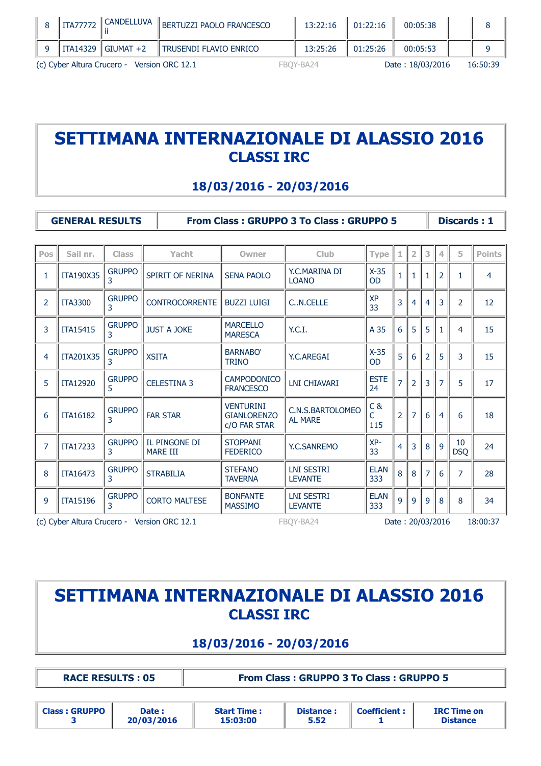| 8 | ITA77772 | CANDELLUVA ii | BERTUZZI PAOLO FRANCESCO | 13:22:16 | 01:22:16 | 00:05:38 | | 8 |
|---|---|---|---|---|---|---|---|---|
| 9 | ITA14329 | GIUMAT +2 | TRUSENDI FLAVIO ENRICO | 13:25:26 | 01:25:26 | 00:05:53 | | 9 |

(c) Cyber Altura Crucero - Version ORC 12.1 FBQY-BA24 Date : 18/03/2016 16:50:39

# SETTIMANA INTERNAZIONALE DI ALASSIO 2016

## CLASSI IRC

## 18/03/2016 - 20/03/2016

| GENERAL RESULTS | From Class : GRUPPO 3 To Class : GRUPPO 5 | Discards : 1 |
|---|---|---|

| Pos | Sail nr. | Class | Yacht | Owner | Club | Type | 1 | 2 | 3 | 4 | 5 | Points |
|---|---|---|---|---|---|---|---|---|---|---|---|---|
| 1 | ITA190X35 | GRUPPO 3 | SPIRIT OF NERINA | SENA PAOLO | Y.C.MARINA DI LOANO | X-35 OD | 1 | 1 | 1 | 2 | 1 | 4 |
| 2 | ITA3300 | GRUPPO 3 | CONTROCORRENTE | BUZZI LUIGI | C..N.CELLE | XP 33 | 3 | 4 | 4 | 3 | 2 | 12 |
| 3 | ITA15415 | GRUPPO 3 | JUST A JOKE | MARCELLO MARESCA | Y.C.I. | A 35 | 6 | 5 | 5 | 1 | 4 | 15 |
| 4 | ITA201X35 | GRUPPO 3 | XSITA | BARNABO' TRINO | Y.C.AREGAI | X-35 OD | 5 | 6 | 2 | 5 | 3 | 15 |
| 5 | ITA12920 | GRUPPO 5 | CELESTINA 3 | CAMPODONICO FRANCESCO | LNI CHIAVARI | ESTE 24 | 7 | 2 | 3 | 7 | 5 | 17 |
| 6 | ITA16182 | GRUPPO 3 | FAR STAR | VENTURINI GIANLORENZO c/O FAR STAR | C.N.S.BARTOLOMEO AL MARE | C & C 115 | 2 | 7 | 6 | 4 | 6 | 18 |
| 7 | ITA17233 | GRUPPO 3 | IL PINGONE DI MARE III | STOPPANI FEDERICO | Y.C.SANREMO | XP-33 | 4 | 3 | 8 | 9 | 10 DSQ | 24 |
| 8 | ITA16473 | GRUPPO 3 | STRABILIA | STEFANO TAVERNA | LNI SESTRI LEVANTE | ELAN 333 | 8 | 8 | 7 | 6 | 7 | 28 |
| 9 | ITA15196 | GRUPPO 3 | CORTO MALTESE | BONFANTE MASSIMO | LNI SESTRI LEVANTE | ELAN 333 | 9 | 9 | 9 | 8 | 8 | 34 |

(c) Cyber Altura Crucero - Version ORC 12.1 FBQY-BA24 Date : 20/03/2016 18:00:37

# SETTIMANA INTERNAZIONALE DI ALASSIO 2016

## CLASSI IRC

## 18/03/2016 - 20/03/2016

| RACE RESULTS : 05 | From Class : GRUPPO 3 To Class : GRUPPO 5 |
|---|---|

| Class : GRUPPO 3 | Date : 20/03/2016 | Start Time : 15:03:00 | Distance : 5.52 | Coefficient : 1 | IRC Time on Distance |
|---|---|---|---|---|---|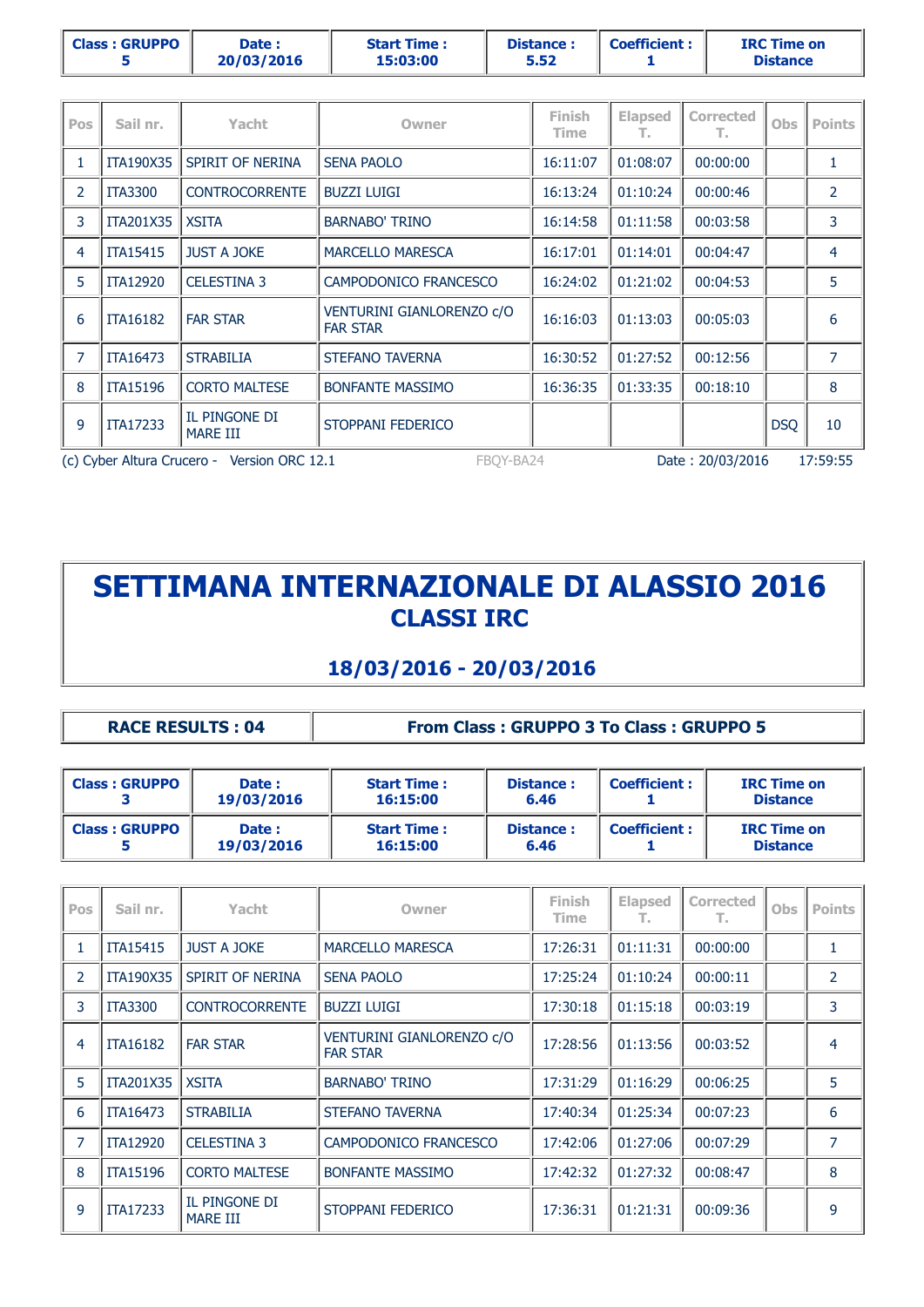| Class : GRUPPO 5 | Date : 20/03/2016 | Start Time : 15:03:00 | Distance : 5.52 | Coefficient : 1 | IRC Time on Distance |
|---|---|---|---|---|---|

| Pos | Sail nr. | Yacht | Owner | Finish Time | Elapsed T. | Corrected T. | Obs | Points |
|---|---|---|---|---|---|---|---|---|
| 1 | ITA190X35 | SPIRIT OF NERINA | SENA PAOLO | 16:11:07 | 01:08:07 | 00:00:00 | | 1 |
| 2 | ITA3300 | CONTROCORRENTE | BUZZI LUIGI | 16:13:24 | 01:10:24 | 00:00:46 | | 2 |
| 3 | ITA201X35 | XSITA | BARNABO' TRINO | 16:14:58 | 01:11:58 | 00:03:58 | | 3 |
| 4 | ITA15415 | JUST A JOKE | MARCELLO MARESCA | 16:17:01 | 01:14:01 | 00:04:47 | | 4 |
| 5 | ITA12920 | CELESTINA 3 | CAMPODONICO FRANCESCO | 16:24:02 | 01:21:02 | 00:04:53 | | 5 |
| 6 | ITA16182 | FAR STAR | VENTURINI GIANLORENZO c/O FAR STAR | 16:16:03 | 01:13:03 | 00:05:03 | | 6 |
| 7 | ITA16473 | STRABILIA | STEFANO TAVERNA | 16:30:52 | 01:27:52 | 00:12:56 | | 7 |
| 8 | ITA15196 | CORTO MALTESE | BONFANTE MASSIMO | 16:36:35 | 01:33:35 | 00:18:10 | | 8 |
| 9 | ITA17233 | IL PINGONE DI MARE III | STOPPANI FEDERICO | | | | DSQ | 10 |

(c) Cyber Altura Crucero - Version ORC 12.1 FBQY-BA24 Date : 20/03/2016 17:59:55

# SETTIMANA INTERNAZIONALE DI ALASSIO 2016
## CLASSI IRC

## 18/03/2016 - 20/03/2016

| RACE RESULTS : 04 | From Class : GRUPPO 3 To Class : GRUPPO 5 |
|---|---|

| Class : GRUPPO 3 | Date : 19/03/2016 | Start Time : 16:15:00 | Distance : 6.46 | Coefficient : 1 | IRC Time on Distance |
|---|---|---|---|---|---|
| Class : GRUPPO 5 | Date : 19/03/2016 | Start Time : 16:15:00 | Distance : 6.46 | Coefficient : 1 | IRC Time on Distance |

| Pos | Sail nr. | Yacht | Owner | Finish Time | Elapsed T. | Corrected T. | Obs | Points |
|---|---|---|---|---|---|---|---|---|
| 1 | ITA15415 | JUST A JOKE | MARCELLO MARESCA | 17:26:31 | 01:11:31 | 00:00:00 | | 1 |
| 2 | ITA190X35 | SPIRIT OF NERINA | SENA PAOLO | 17:25:24 | 01:10:24 | 00:00:11 | | 2 |
| 3 | ITA3300 | CONTROCORRENTE | BUZZI LUIGI | 17:30:18 | 01:15:18 | 00:03:19 | | 3 |
| 4 | ITA16182 | FAR STAR | VENTURINI GIANLORENZO c/O FAR STAR | 17:28:56 | 01:13:56 | 00:03:52 | | 4 |
| 5 | ITA201X35 | XSITA | BARNABO' TRINO | 17:31:29 | 01:16:29 | 00:06:25 | | 5 |
| 6 | ITA16473 | STRABILIA | STEFANO TAVERNA | 17:40:34 | 01:25:34 | 00:07:23 | | 6 |
| 7 | ITA12920 | CELESTINA 3 | CAMPODONICO FRANCESCO | 17:42:06 | 01:27:06 | 00:07:29 | | 7 |
| 8 | ITA15196 | CORTO MALTESE | BONFANTE MASSIMO | 17:42:32 | 01:27:32 | 00:08:47 | | 8 |
| 9 | ITA17233 | IL PINGONE DI MARE III | STOPPANI FEDERICO | 17:36:31 | 01:21:31 | 00:09:36 | | 9 |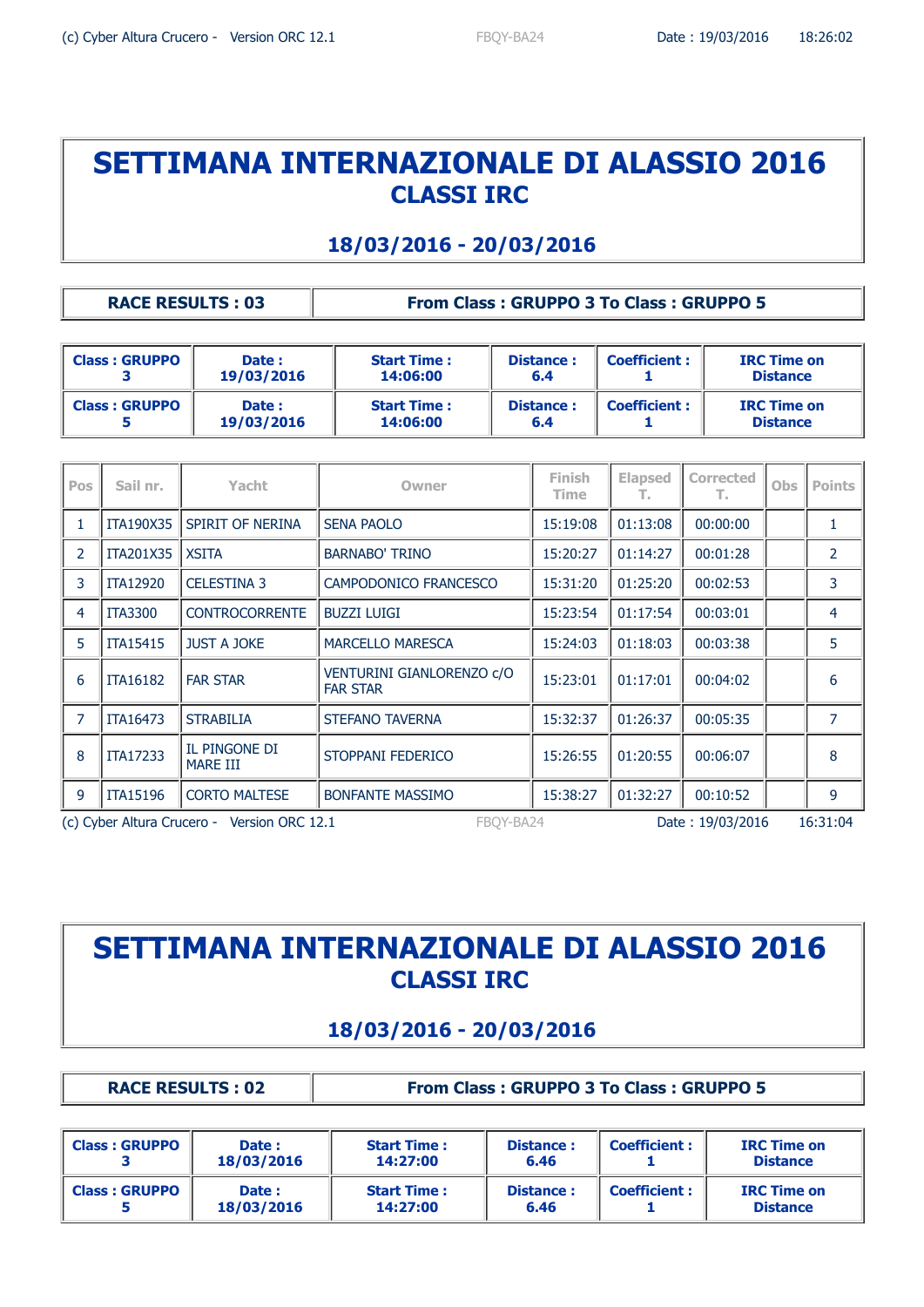# SETTIMANA INTERNAZIONALE DI ALASSIO 2016
## CLASSI IRC

### 18/03/2016 - 20/03/2016

| RACE RESULTS : 03 | From Class : GRUPPO 3 To Class : GRUPPO 5 |
|---|---|

| Class : GRUPPO 3 | Date : 19/03/2016 | Start Time : 14:06:00 | Distance : 6.4 | Coefficient : 1 | IRC Time on Distance |
|---|---|---|---|---|---|
| Class : GRUPPO 5 | Date : 19/03/2016 | Start Time : 14:06:00 | Distance : 6.4 | Coefficient : 1 | IRC Time on Distance |

| Pos | Sail nr. | Yacht | Owner | Finish Time | Elapsed T. | Corrected T. | Obs | Points |
|---|---|---|---|---|---|---|---|---|
| 1 | ITA190X35 | SPIRIT OF NERINA | SENA PAOLO | 15:19:08 | 01:13:08 | 00:00:00 | | 1 |
| 2 | ITA201X35 | XSITA | BARNABO' TRINO | 15:20:27 | 01:14:27 | 00:01:28 | | 2 |
| 3 | ITA12920 | CELESTINA 3 | CAMPODONICO FRANCESCO | 15:31:20 | 01:25:20 | 00:02:53 | | 3 |
| 4 | ITA3300 | CONTROCORRENTE | BUZZI LUIGI | 15:23:54 | 01:17:54 | 00:03:01 | | 4 |
| 5 | ITA15415 | JUST A JOKE | MARCELLO MARESCA | 15:24:03 | 01:18:03 | 00:03:38 | | 5 |
| 6 | ITA16182 | FAR STAR | VENTURINI GIANLORENZO c/O FAR STAR | 15:23:01 | 01:17:01 | 00:04:02 | | 6 |
| 7 | ITA16473 | STRABILIA | STEFANO TAVERNA | 15:32:37 | 01:26:37 | 00:05:35 | | 7 |
| 8 | ITA17233 | IL PINGONE DI MARE III | STOPPANI FEDERICO | 15:26:55 | 01:20:55 | 00:06:07 | | 8 |
| 9 | ITA15196 | CORTO MALTESE | BONFANTE MASSIMO | 15:38:27 | 01:32:27 | 00:10:52 | | 9 |

# SETTIMANA INTERNAZIONALE DI ALASSIO 2016
## CLASSI IRC

### 18/03/2016 - 20/03/2016

| RACE RESULTS : 02 | From Class : GRUPPO 3 To Class : GRUPPO 5 |
|---|---|

| Class : GRUPPO 3 | Date : 18/03/2016 | Start Time : 14:27:00 | Distance : 6.46 | Coefficient : 1 | IRC Time on Distance |
|---|---|---|---|---|---|
| Class : GRUPPO 5 | Date : 18/03/2016 | Start Time : 14:27:00 | Distance : 6.46 | Coefficient : 1 | IRC Time on Distance |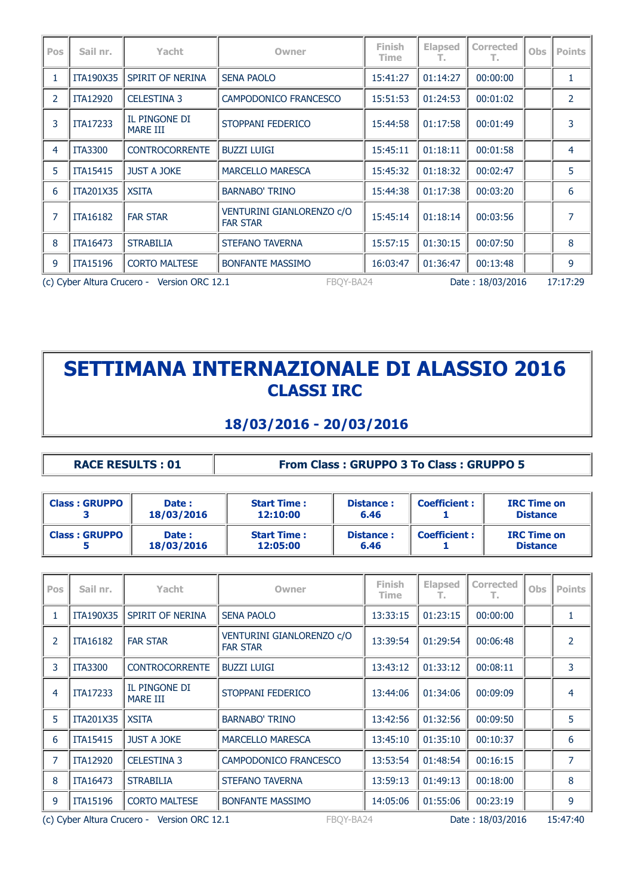| Pos | Sail nr. | Yacht | Owner | Finish Time | Elapsed T. | Corrected T. | Obs | Points |
|---|---|---|---|---|---|---|---|---|
| 1 | ITA190X35 | SPIRIT OF NERINA | SENA PAOLO | 15:41:27 | 01:14:27 | 00:00:00 | | 1 |
| 2 | ITA12920 | CELESTINA 3 | CAMPODONICO FRANCESCO | 15:51:53 | 01:24:53 | 00:01:02 | | 2 |
| 3 | ITA17233 | IL PINGONE DI MARE III | STOPPANI FEDERICO | 15:44:58 | 01:17:58 | 00:01:49 | | 3 |
| 4 | ITA3300 | CONTROCORRENTE | BUZZI LUIGI | 15:45:11 | 01:18:11 | 00:01:58 | | 4 |
| 5 | ITA15415 | JUST A JOKE | MARCELLO MARESCA | 15:45:32 | 01:18:32 | 00:02:47 | | 5 |
| 6 | ITA201X35 | XSITA | BARNABO' TRINO | 15:44:38 | 01:17:38 | 00:03:20 | | 6 |
| 7 | ITA16182 | FAR STAR | VENTURINI GIANLORENZO c/O FAR STAR | 15:45:14 | 01:18:14 | 00:03:56 | | 7 |
| 8 | ITA16473 | STRABILIA | STEFANO TAVERNA | 15:57:15 | 01:30:15 | 00:07:50 | | 8 |
| 9 | ITA15196 | CORTO MALTESE | BONFANTE MASSIMO | 16:03:47 | 01:36:47 | 00:13:48 | | 9 |

(c) Cyber Altura Crucero - Version ORC 12.1 FBQY-BA24 Date : 18/03/2016 17:17:29

# SETTIMANA INTERNAZIONALE DI ALASSIO 2016
## CLASSI IRC

## 18/03/2016 - 20/03/2016

| RACE RESULTS : 01 | From Class : GRUPPO 3 To Class : GRUPPO 5 |
|---|---|

| Class | Date | Start Time | Distance | Coefficient | |
|---|---|---|---|---|---|
| Class : GRUPPO 3 | Date : 18/03/2016 | Start Time : 12:10:00 | Distance : 6.46 | Coefficient : 1 | IRC Time on Distance |
| Class : GRUPPO 5 | Date : 18/03/2016 | Start Time : 12:05:00 | Distance : 6.46 | Coefficient : 1 | IRC Time on Distance |

| Pos | Sail nr. | Yacht | Owner | Finish Time | Elapsed T. | Corrected T. | Obs | Points |
|---|---|---|---|---|---|---|---|---|
| 1 | ITA190X35 | SPIRIT OF NERINA | SENA PAOLO | 13:33:15 | 01:23:15 | 00:00:00 | | 1 |
| 2 | ITA16182 | FAR STAR | VENTURINI GIANLORENZO c/O FAR STAR | 13:39:54 | 01:29:54 | 00:06:48 | | 2 |
| 3 | ITA3300 | CONTROCORRENTE | BUZZI LUIGI | 13:43:12 | 01:33:12 | 00:08:11 | | 3 |
| 4 | ITA17233 | IL PINGONE DI MARE III | STOPPANI FEDERICO | 13:44:06 | 01:34:06 | 00:09:09 | | 4 |
| 5 | ITA201X35 | XSITA | BARNABO' TRINO | 13:42:56 | 01:32:56 | 00:09:50 | | 5 |
| 6 | ITA15415 | JUST A JOKE | MARCELLO MARESCA | 13:45:10 | 01:35:10 | 00:10:37 | | 6 |
| 7 | ITA12920 | CELESTINA 3 | CAMPODONICO FRANCESCO | 13:53:54 | 01:48:54 | 00:16:15 | | 7 |
| 8 | ITA16473 | STRABILIA | STEFANO TAVERNA | 13:59:13 | 01:49:13 | 00:18:00 | | 8 |
| 9 | ITA15196 | CORTO MALTESE | BONFANTE MASSIMO | 14:05:06 | 01:55:06 | 00:23:19 | | 9 |

(c) Cyber Altura Crucero - Version ORC 12.1 FBQY-BA24 Date : 18/03/2016 15:47:40